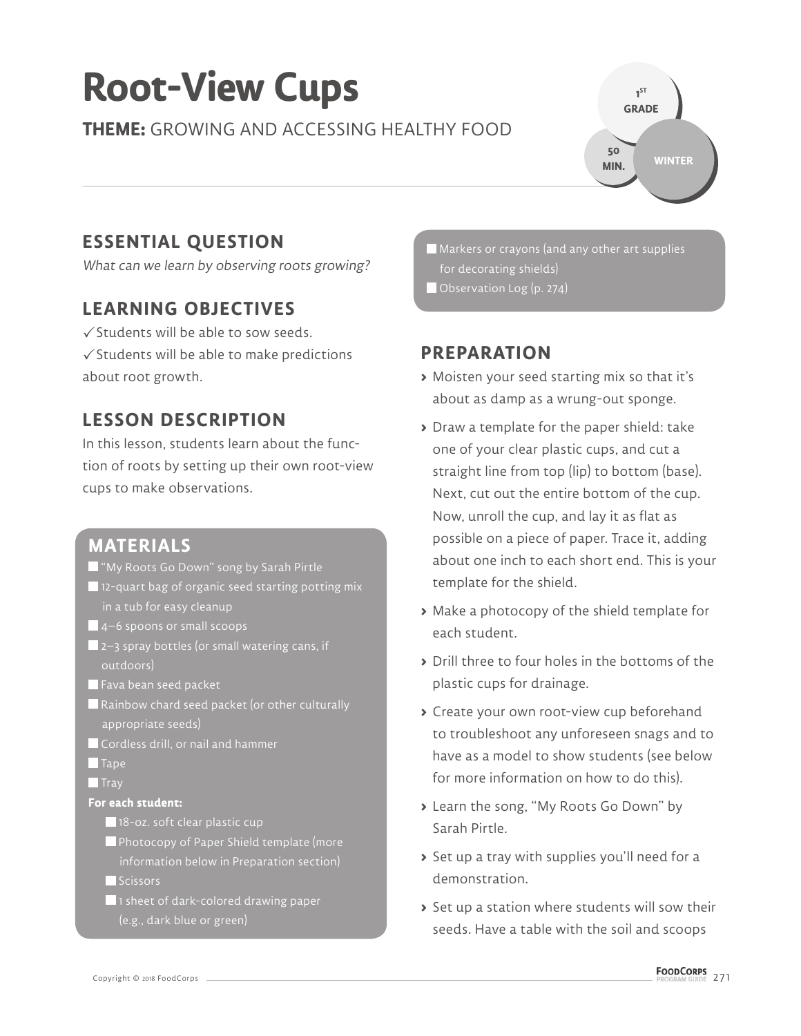# Root-View Cups

**THEME:** GROWING AND ACCESSING HEALTHY FOOD

1ST GRADE

50 MIN.

WINTER

## ESSENTIAL QUESTION

*What can we learn by observing roots growing?*

## LEARNING OBJECTIVES

✓ Students will be able to sow seeds.

✓ Students will be able to make predictions about root growth.

## LESSON DESCRIPTION

In this lesson, students learn about the function of roots by setting up their own root-view cups to make observations.

## MATERIALS

- ☐ "My Roots Go Down" song by Sarah Pirtle
- ☐ 12-quart bag of organic seed starting potting mix in a tub for easy cleanup
- ☐ 4–6 spoons or small scoops
- ☐ 2–3 spray bottles (or small watering cans, if outdoors)
- ☐ Fava bean seed packet
- ☐ Rainbow chard seed packet (or other culturally appropriate seeds)
- ☐ Cordless drill, or nail and hammer
- ☐ Tape
- ☐ Tray

**For each student:**

- ☐ 18-oz. soft clear plastic cup
- ☐ Photocopy of Paper Shield template (more information below in Preparation section)
- ☐ Scissors
- ☐ 1 sheet of dark-colored drawing paper (e.g., dark blue or green)
- ☐ Markers or crayons (and any other art supplies for decorating shields)
- ☐ Observation Log (p. 274)

## PREPARATION

- Moisten your seed starting mix so that it's about as damp as a wrung-out sponge.
- Draw a template for the paper shield: take one of your clear plastic cups, and cut a straight line from top (lip) to bottom (base). Next, cut out the entire bottom of the cup. Now, unroll the cup, and lay it as flat as possible on a piece of paper. Trace it, adding about one inch to each short end. This is your template for the shield.
- Make a photocopy of the shield template for each student.
- Drill three to four holes in the bottoms of the plastic cups for drainage.
- Create your own root-view cup beforehand to troubleshoot any unforeseen snags and to have as a model to show students (see below for more information on how to do this).
- Learn the song, "My Roots Go Down" by Sarah Pirtle.
- Set up a tray with supplies you'll need for a demonstration.
- Set up a station where students will sow their seeds. Have a table with the soil and scoops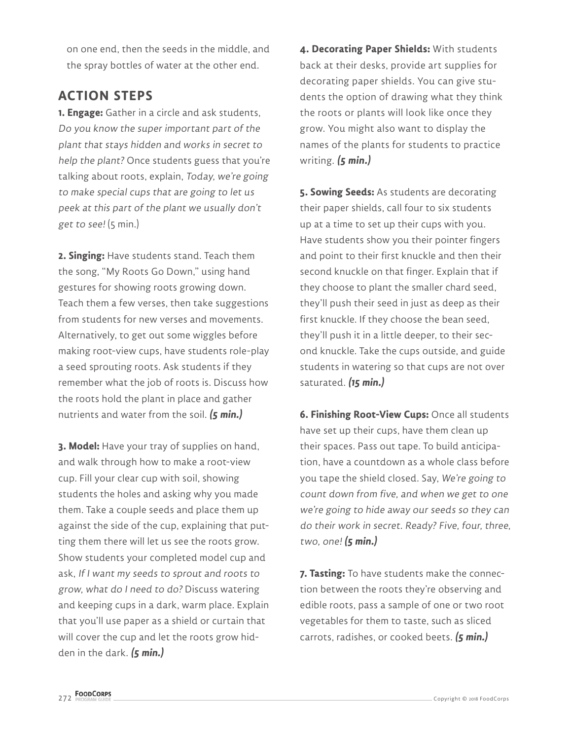on one end, then the seeds in the middle, and the spray bottles of water at the other end.

## ACTION STEPS

**1. Engage:** Gather in a circle and ask students, *Do you know the super important part of the plant that stays hidden and works in secret to help the plant?* Once students guess that you're talking about roots, explain, *Today, we're going to make special cups that are going to let us peek at this part of the plant we usually don't get to see!* (5 min.)

**2. Singing:** Have students stand. Teach them the song, "My Roots Go Down," using hand gestures for showing roots growing down. Teach them a few verses, then take suggestions from students for new verses and movements. Alternatively, to get out some wiggles before making root-view cups, have students role-play a seed sprouting roots. Ask students if they remember what the job of roots is. Discuss how the roots hold the plant in place and gather nutrients and water from the soil. ***(5 min.)***

**3. Model:** Have your tray of supplies on hand, and walk through how to make a root-view cup. Fill your clear cup with soil, showing students the holes and asking why you made them. Take a couple seeds and place them up against the side of the cup, explaining that putting them there will let us see the roots grow. Show students your completed model cup and ask, *If I want my seeds to sprout and roots to grow, what do I need to do?* Discuss watering and keeping cups in a dark, warm place. Explain that you'll use paper as a shield or curtain that will cover the cup and let the roots grow hidden in the dark. ***(5 min.)***

**4. Decorating Paper Shields:** With students back at their desks, provide art supplies for decorating paper shields. You can give students the option of drawing what they think the roots or plants will look like once they grow. You might also want to display the names of the plants for students to practice writing. ***(5 min.)***

**5. Sowing Seeds:** As students are decorating their paper shields, call four to six students up at a time to set up their cups with you. Have students show you their pointer fingers and point to their first knuckle and then their second knuckle on that finger. Explain that if they choose to plant the smaller chard seed, they'll push their seed in just as deep as their first knuckle. If they choose the bean seed, they'll push it in a little deeper, to their second knuckle. Take the cups outside, and guide students in watering so that cups are not over saturated. ***(15 min.)***

**6. Finishing Root-View Cups:** Once all students have set up their cups, have them clean up their spaces. Pass out tape. To build anticipation, have a countdown as a whole class before you tape the shield closed. Say, *We're going to count down from five, and when we get to one we're going to hide away our seeds so they can do their work in secret. Ready? Five, four, three, two, one!* ***(5 min.)***

**7. Tasting:** To have students make the connection between the roots they're observing and edible roots, pass a sample of one or two root vegetables for them to taste, such as sliced carrots, radishes, or cooked beets. ***(5 min.)***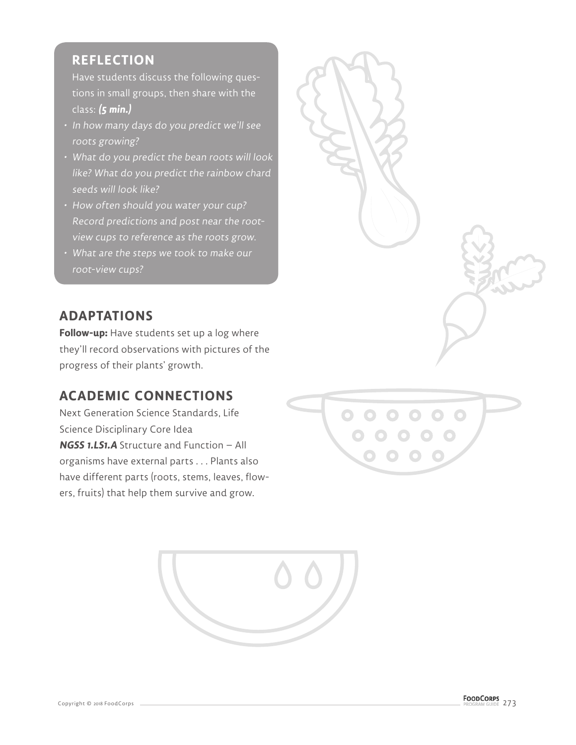## REFLECTION

Have students discuss the following questions in small groups, then share with the class: ***(5 min.)***

- *In how many days do you predict we'll see roots growing?*
- *What do you predict the bean roots will look like? What do you predict the rainbow chard seeds will look like?*
- *How often should you water your cup? Record predictions and post near the root-view cups to reference as the roots grow.*
- *What are the steps we took to make our root-view cups?*

## ADAPTATIONS

**Follow-up:** Have students set up a log where they'll record observations with pictures of the progress of their plants' growth.

## ACADEMIC CONNECTIONS

Next Generation Science Standards, Life Science Disciplinary Core Idea

***NGSS 1.LS1.A*** Structure and Function – All organisms have external parts . . . Plants also have different parts (roots, stems, leaves, flowers, fruits) that help them survive and grow.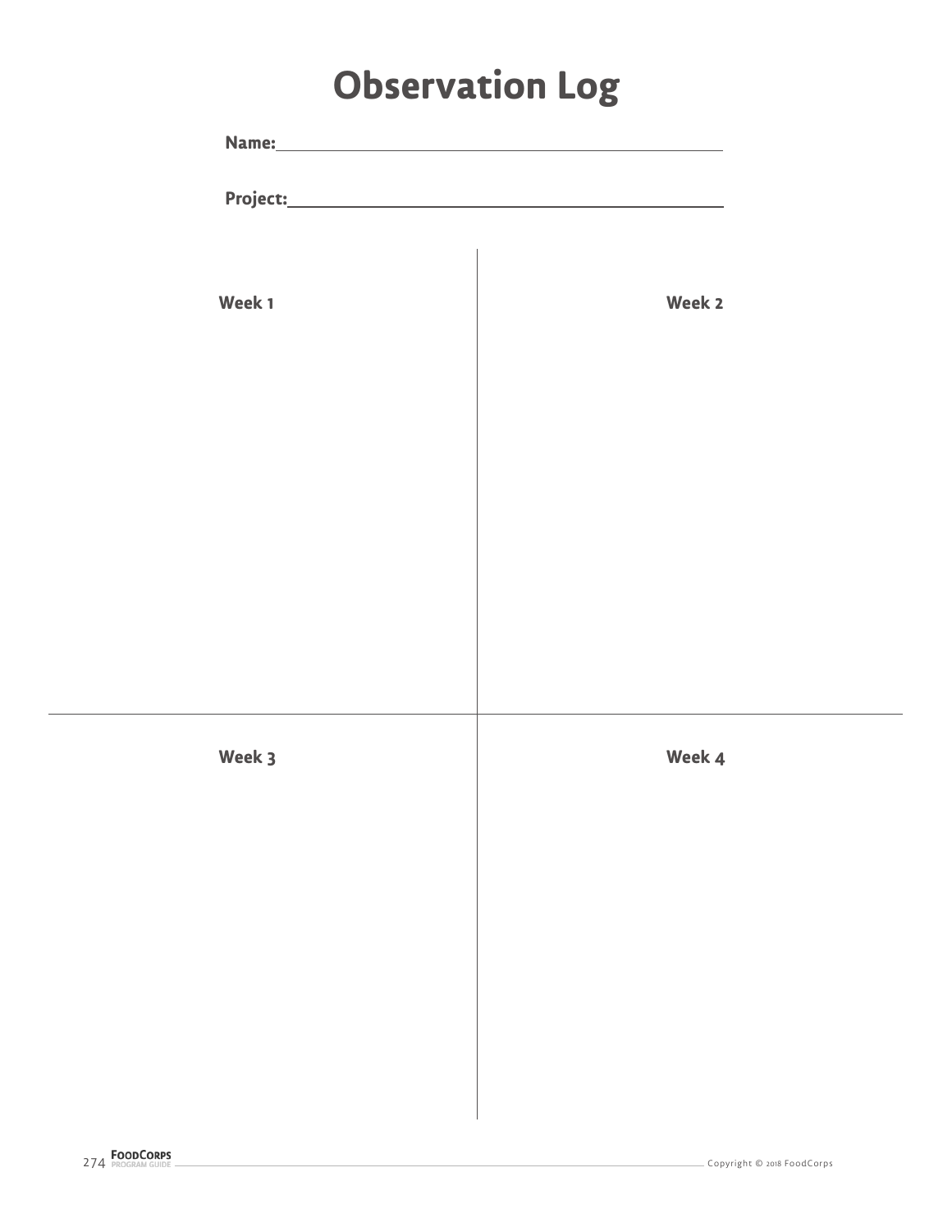# Observation Log

**Name:** ____________________________________________

**Project:** __________________________________________

| | |
|---|---|
| **Week 1** | **Week 2** |
| **Week 3** | **Week 4** |